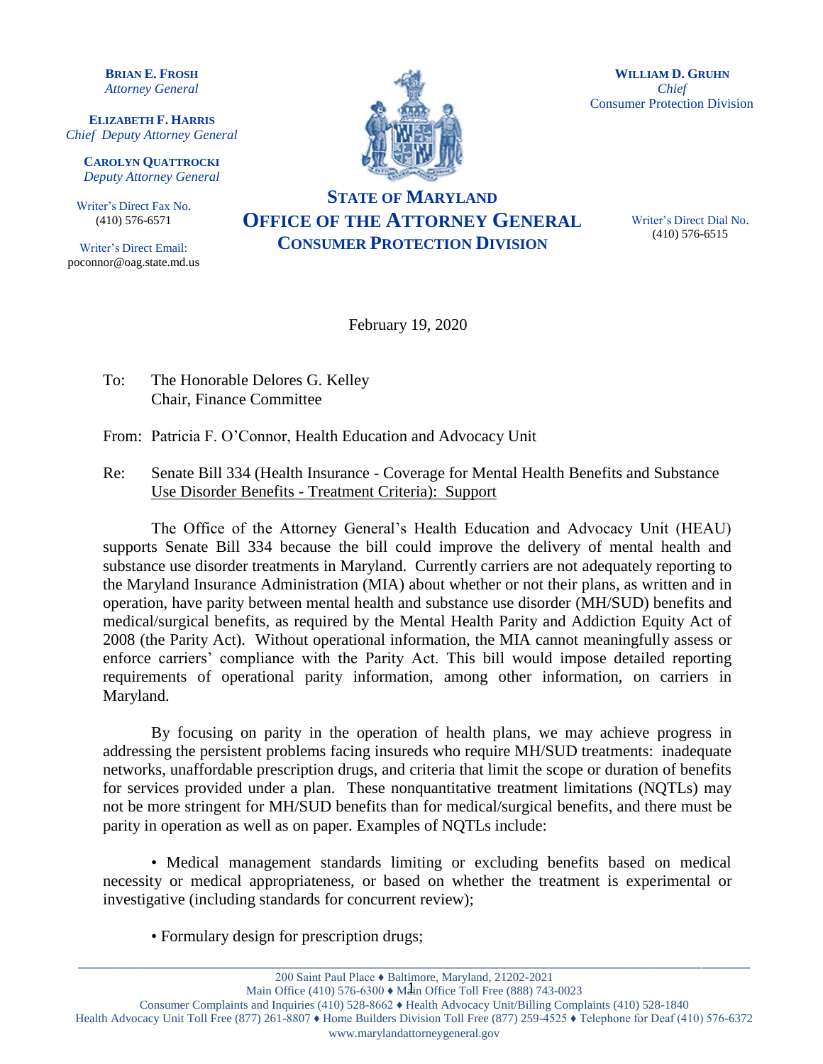**BRIAN E. FROSH**
*Attorney General*

**ELIZABETH F. HARRIS**
*Chief Deputy Attorney General*

**CAROLYN QUATTROCKI**
*Deputy Attorney General*

Writer's Direct Fax No.
(410) 576-6571

Writer's Direct Email:
poconnor@oag.state.md.us

**WILLIAM D. GRUHN**
*Chief*
Consumer Protection Division

Writer's Direct Dial No.
(410) 576-6515

# STATE OF MARYLAND
# OFFICE OF THE ATTORNEY GENERAL
## CONSUMER PROTECTION DIVISION

February 19, 2020

To: The Honorable Delores G. Kelley
Chair, Finance Committee

From: Patricia F. O'Connor, Health Education and Advocacy Unit

Re: Senate Bill 334 (Health Insurance - Coverage for Mental Health Benefits and Substance Use Disorder Benefits - Treatment Criteria): Support

The Office of the Attorney General's Health Education and Advocacy Unit (HEAU) supports Senate Bill 334 because the bill could improve the delivery of mental health and substance use disorder treatments in Maryland. Currently carriers are not adequately reporting to the Maryland Insurance Administration (MIA) about whether or not their plans, as written and in operation, have parity between mental health and substance use disorder (MH/SUD) benefits and medical/surgical benefits, as required by the Mental Health Parity and Addiction Equity Act of 2008 (the Parity Act). Without operational information, the MIA cannot meaningfully assess or enforce carriers' compliance with the Parity Act. This bill would impose detailed reporting requirements of operational parity information, among other information, on carriers in Maryland.

By focusing on parity in the operation of health plans, we may achieve progress in addressing the persistent problems facing insureds who require MH/SUD treatments: inadequate networks, unaffordable prescription drugs, and criteria that limit the scope or duration of benefits for services provided under a plan. These nonquantitative treatment limitations (NQTLs) may not be more stringent for MH/SUD benefits than for medical/surgical benefits, and there must be parity in operation as well as on paper. Examples of NQTLs include:

- Medical management standards limiting or excluding benefits based on medical necessity or medical appropriateness, or based on whether the treatment is experimental or investigative (including standards for concurrent review);

- Formulary design for prescription drugs;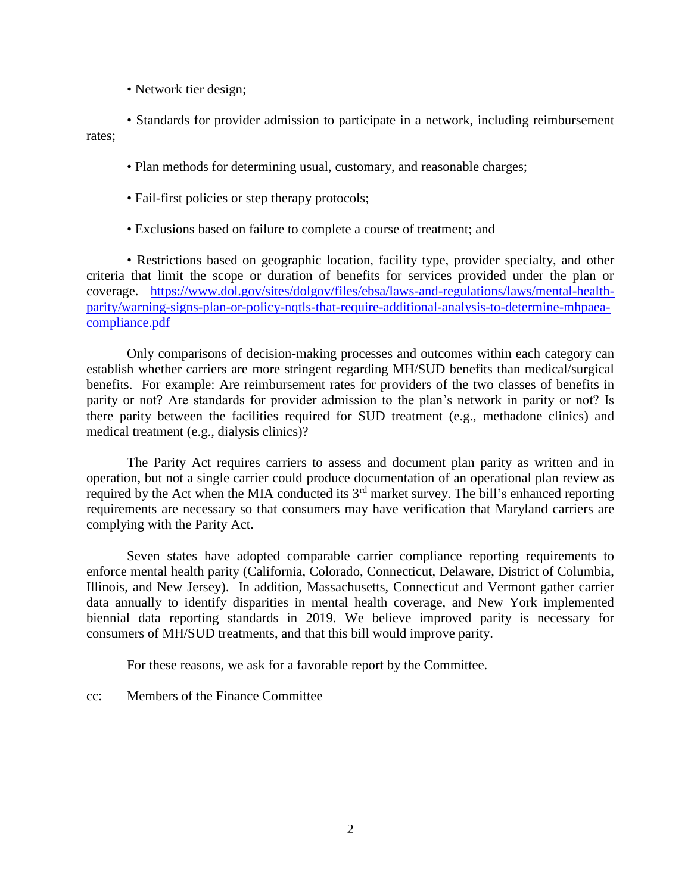- Network tier design;

- Standards for provider admission to participate in a network, including reimbursement rates;

- Plan methods for determining usual, customary, and reasonable charges;

- Fail-first policies or step therapy protocols;

- Exclusions based on failure to complete a course of treatment; and

- Restrictions based on geographic location, facility type, provider specialty, and other criteria that limit the scope or duration of benefits for services provided under the plan or coverage. [https://www.dol.gov/sites/dolgov/files/ebsa/laws-and-regulations/laws/mental-health-parity/warning-signs-plan-or-policy-nqtls-that-require-additional-analysis-to-determine-mhpaea-compliance.pdf](https://www.dol.gov/sites/dolgov/files/ebsa/laws-and-regulations/laws/mental-health-parity/warning-signs-plan-or-policy-nqtls-that-require-additional-analysis-to-determine-mhpaea-compliance.pdf)

Only comparisons of decision-making processes and outcomes within each category can establish whether carriers are more stringent regarding MH/SUD benefits than medical/surgical benefits. For example: Are reimbursement rates for providers of the two classes of benefits in parity or not? Are standards for provider admission to the plan's network in parity or not? Is there parity between the facilities required for SUD treatment (e.g., methadone clinics) and medical treatment (e.g., dialysis clinics)?

The Parity Act requires carriers to assess and document plan parity as written and in operation, but not a single carrier could produce documentation of an operational plan review as required by the Act when the MIA conducted its 3rd market survey. The bill's enhanced reporting requirements are necessary so that consumers may have verification that Maryland carriers are complying with the Parity Act.

Seven states have adopted comparable carrier compliance reporting requirements to enforce mental health parity (California, Colorado, Connecticut, Delaware, District of Columbia, Illinois, and New Jersey). In addition, Massachusetts, Connecticut and Vermont gather carrier data annually to identify disparities in mental health coverage, and New York implemented biennial data reporting standards in 2019. We believe improved parity is necessary for consumers of MH/SUD treatments, and that this bill would improve parity.

For these reasons, we ask for a favorable report by the Committee.

cc: Members of the Finance Committee